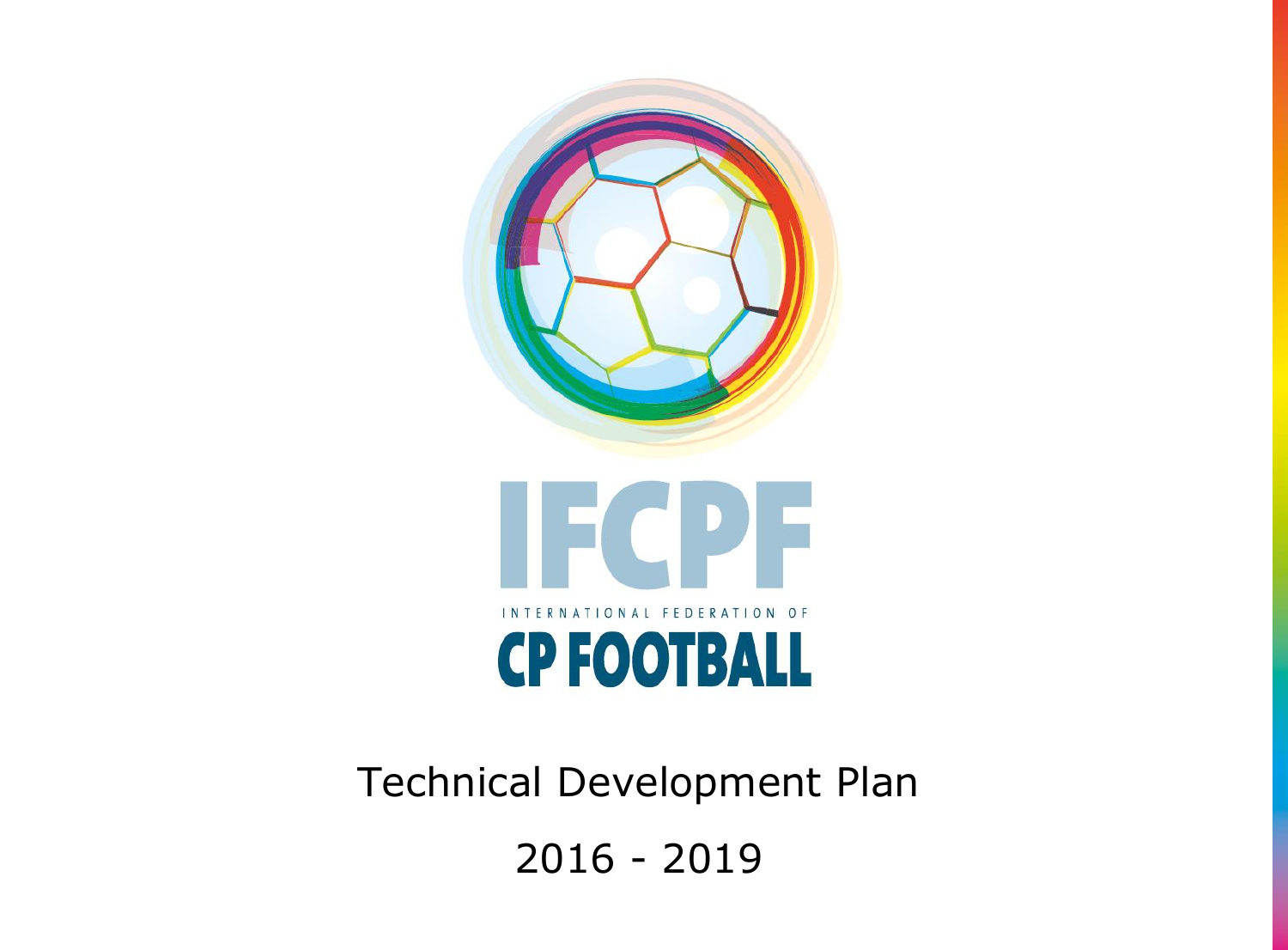IFCPF

INTERNATIONAL FEDERATION OF

CP FOOTBALL

# Technical Development Plan

2016 - 2019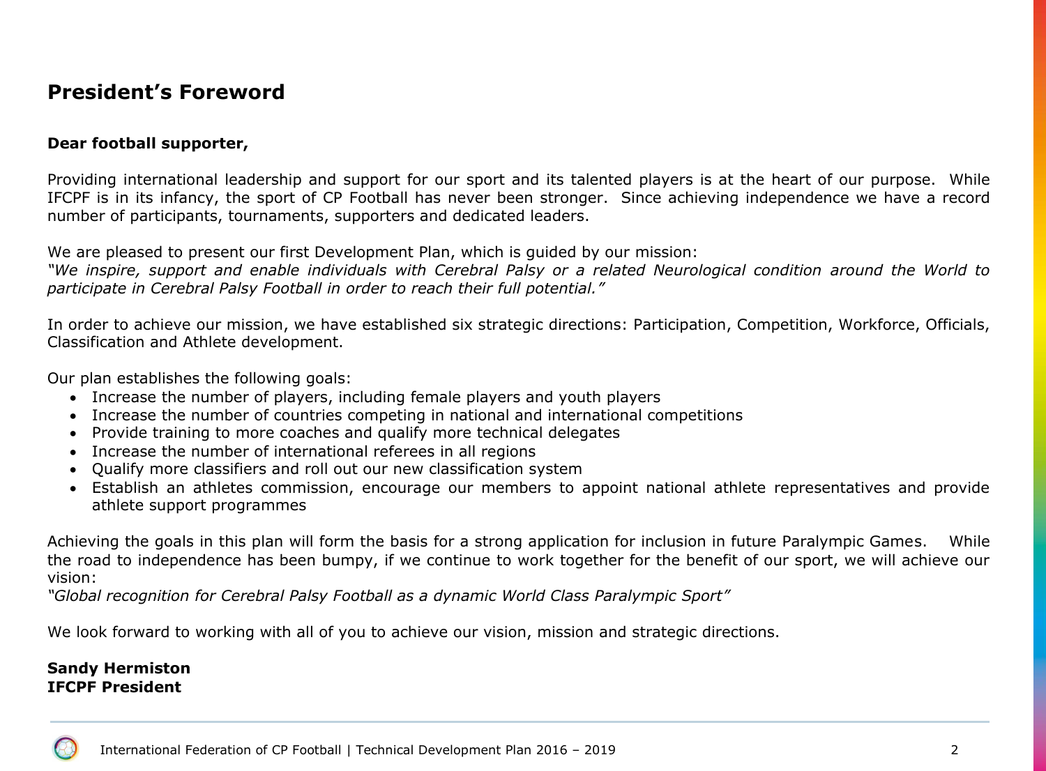## President's Foreword

**Dear football supporter,**

Providing international leadership and support for our sport and its talented players is at the heart of our purpose. While IFCPF is in its infancy, the sport of CP Football has never been stronger. Since achieving independence we have a record number of participants, tournaments, supporters and dedicated leaders.

We are pleased to present our first Development Plan, which is guided by our mission:
*"We inspire, support and enable individuals with Cerebral Palsy or a related Neurological condition around the World to participate in Cerebral Palsy Football in order to reach their full potential."*

In order to achieve our mission, we have established six strategic directions: Participation, Competition, Workforce, Officials, Classification and Athlete development.

Our plan establishes the following goals:

- Increase the number of players, including female players and youth players
- Increase the number of countries competing in national and international competitions
- Provide training to more coaches and qualify more technical delegates
- Increase the number of international referees in all regions
- Qualify more classifiers and roll out our new classification system
- Establish an athletes commission, encourage our members to appoint national athlete representatives and provide athlete support programmes

Achieving the goals in this plan will form the basis for a strong application for inclusion in future Paralympic Games. While the road to independence has been bumpy, if we continue to work together for the benefit of our sport, we will achieve our vision:
*"Global recognition for Cerebral Palsy Football as a dynamic World Class Paralympic Sport"*

We look forward to working with all of you to achieve our vision, mission and strategic directions.

**Sandy Hermiston**
**IFCPF President**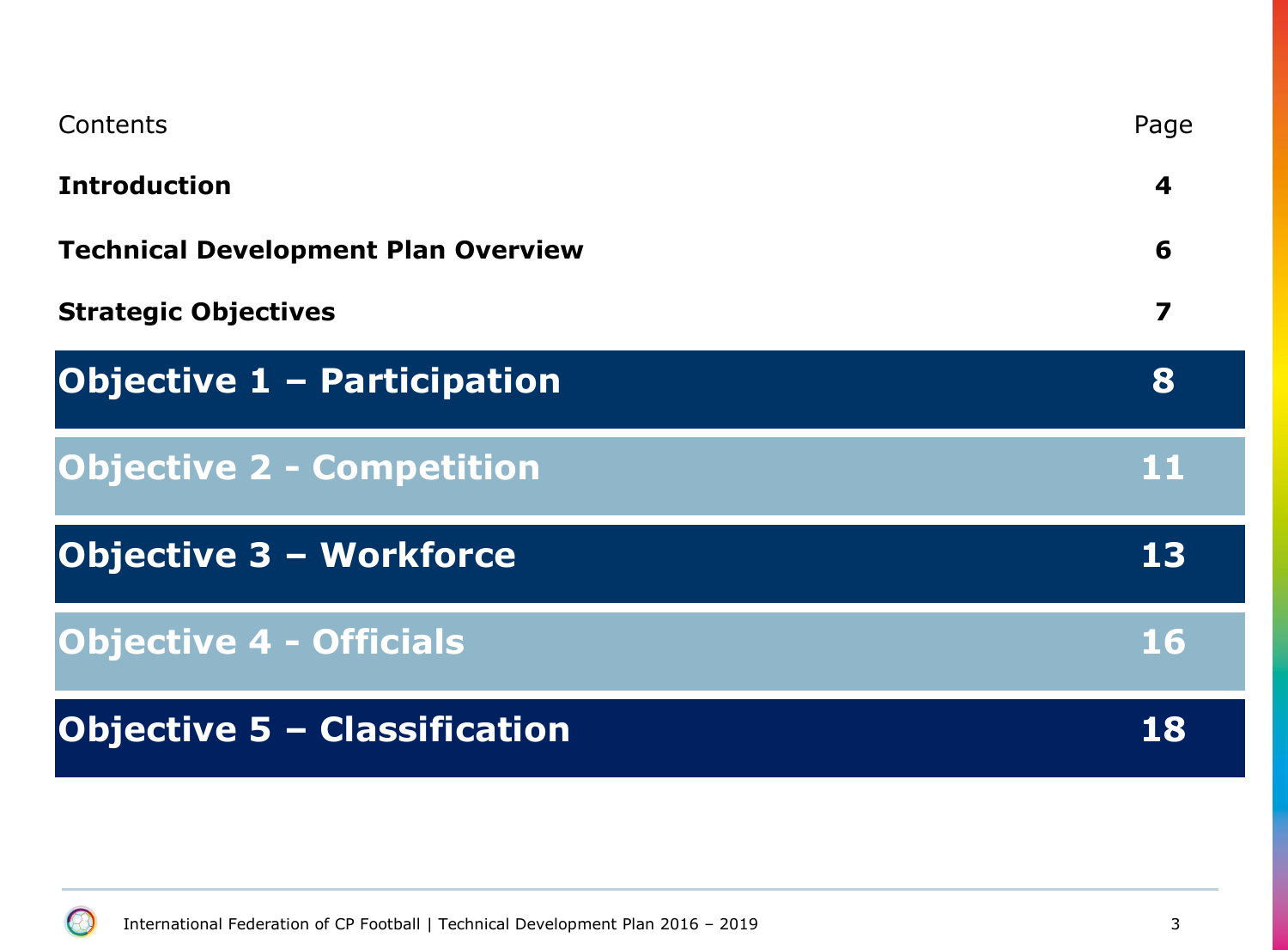| Contents | Page |
| --- | --- |
| **Introduction** | **4** |
| **Technical Development Plan Overview** | **6** |
| **Strategic Objectives** | **7** |
| **Objective 1 – Participation** | **8** |
| **Objective 2 - Competition** | **11** |
| **Objective 3 – Workforce** | **13** |
| **Objective 4 - Officials** | **16** |
| **Objective 5 – Classification** | **18** |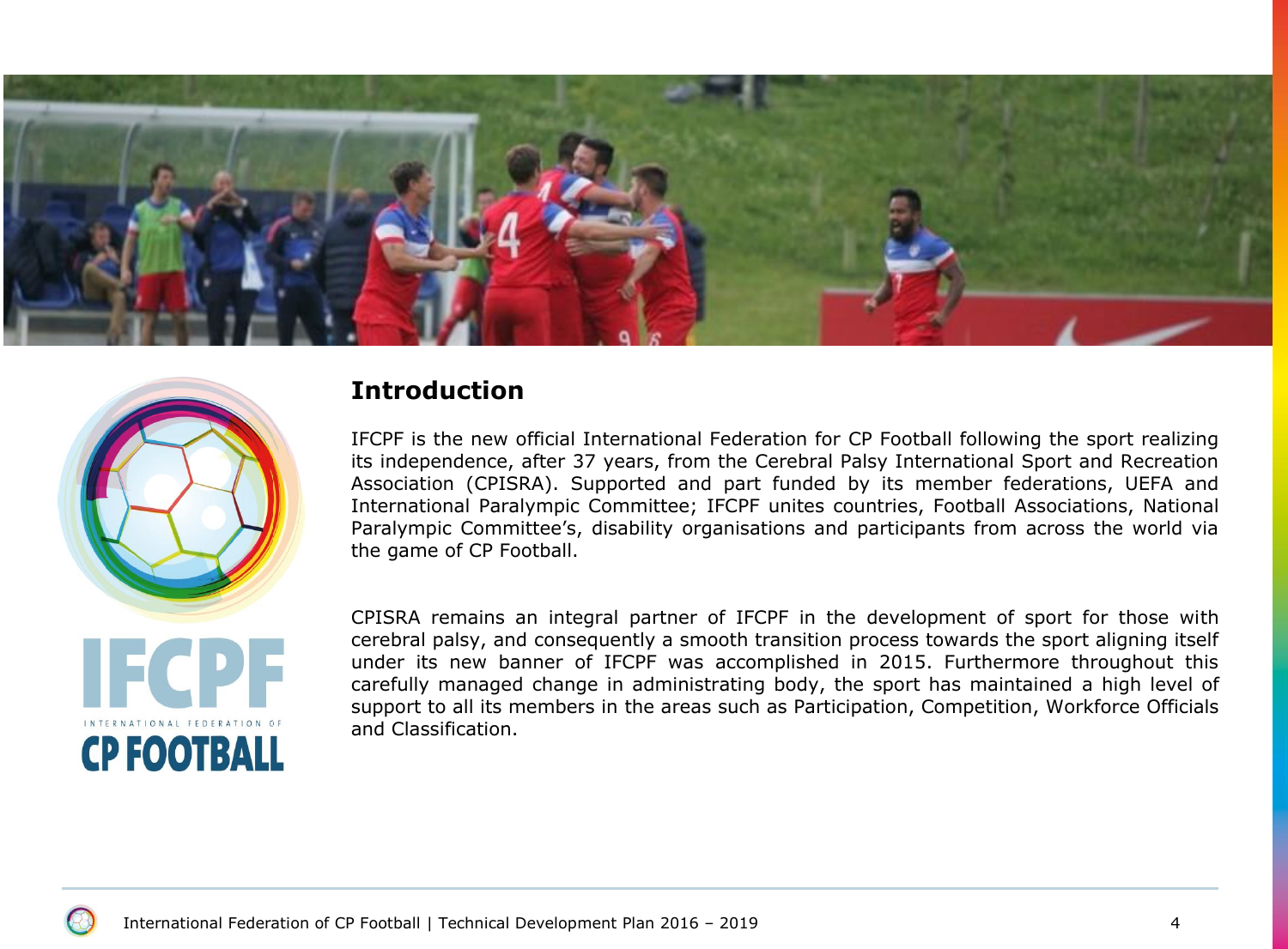## Introduction

IFCPF is the new official International Federation for CP Football following the sport realizing its independence, after 37 years, from the Cerebral Palsy International Sport and Recreation Association (CPISRA). Supported and part funded by its member federations, UEFA and International Paralympic Committee; IFCPF unites countries, Football Associations, National Paralympic Committee's, disability organisations and participants from across the world via the game of CP Football.

CPISRA remains an integral partner of IFCPF in the development of sport for those with cerebral palsy, and consequently a smooth transition process towards the sport aligning itself under its new banner of IFCPF was accomplished in 2015. Furthermore throughout this carefully managed change in administrating body, the sport has maintained a high level of support to all its members in the areas such as Participation, Competition, Workforce Officials and Classification.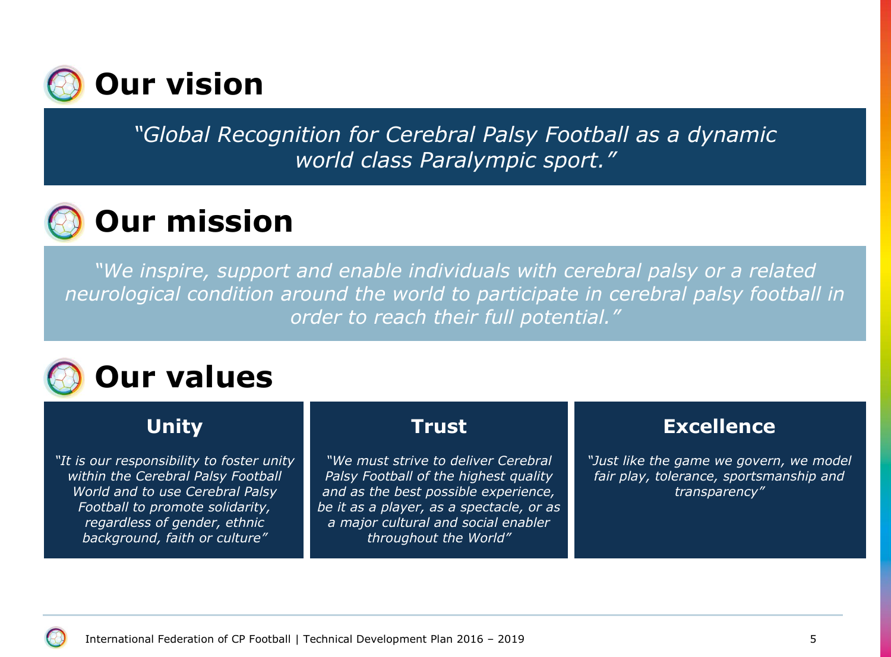# Our vision

*"Global Recognition for Cerebral Palsy Football as a dynamic world class Paralympic sport."*

# Our mission

*"We inspire, support and enable individuals with cerebral palsy or a related neurological condition around the world to participate in cerebral palsy football in order to reach their full potential."*

# Our values

## Unity

*"It is our responsibility to foster unity within the Cerebral Palsy Football World and to use Cerebral Palsy Football to promote solidarity, regardless of gender, ethnic background, faith or culture"*

## Trust

*"We must strive to deliver Cerebral Palsy Football of the highest quality and as the best possible experience, be it as a player, as a spectacle, or as a major cultural and social enabler throughout the World"*

## Excellence

*"Just like the game we govern, we model fair play, tolerance, sportsmanship and transparency"*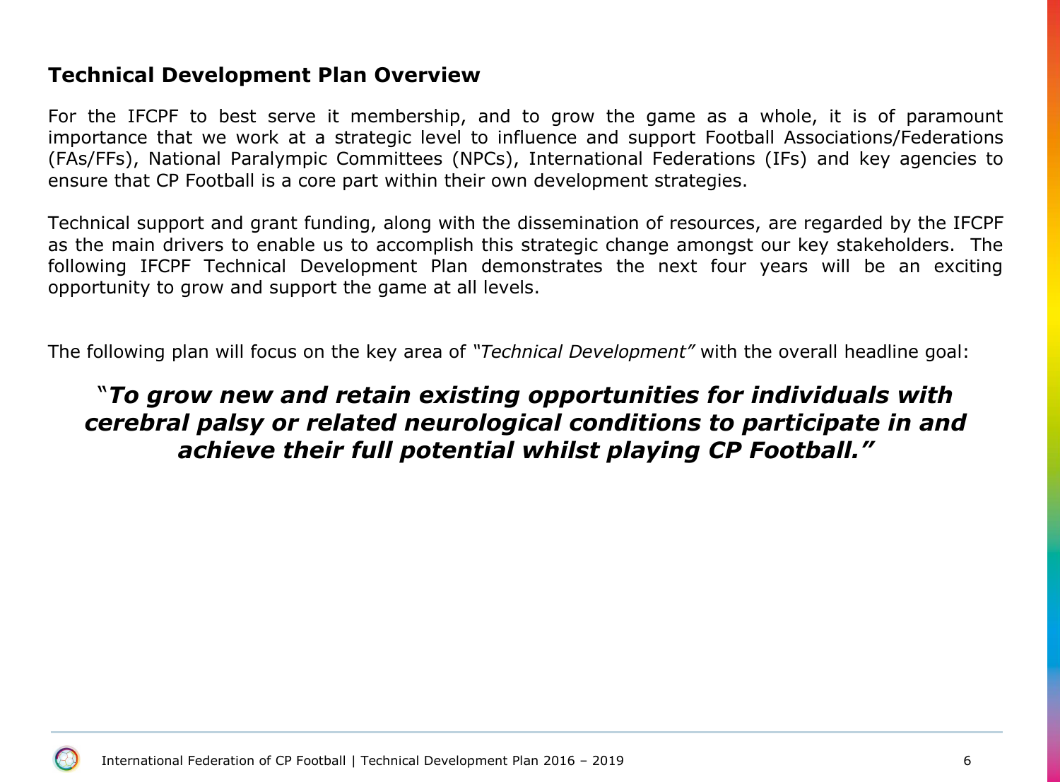## Technical Development Plan Overview

For the IFCPF to best serve it membership, and to grow the game as a whole, it is of paramount importance that we work at a strategic level to influence and support Football Associations/Federations (FAs/FFs), National Paralympic Committees (NPCs), International Federations (IFs) and key agencies to ensure that CP Football is a core part within their own development strategies.

Technical support and grant funding, along with the dissemination of resources, are regarded by the IFCPF as the main drivers to enable us to accomplish this strategic change amongst our key stakeholders. The following IFCPF Technical Development Plan demonstrates the next four years will be an exciting opportunity to grow and support the game at all levels.

The following plan will focus on the key area of *"Technical Development"* with the overall headline goal:

***"To grow new and retain existing opportunities for individuals with cerebral palsy or related neurological conditions to participate in and achieve their full potential whilst playing CP Football."***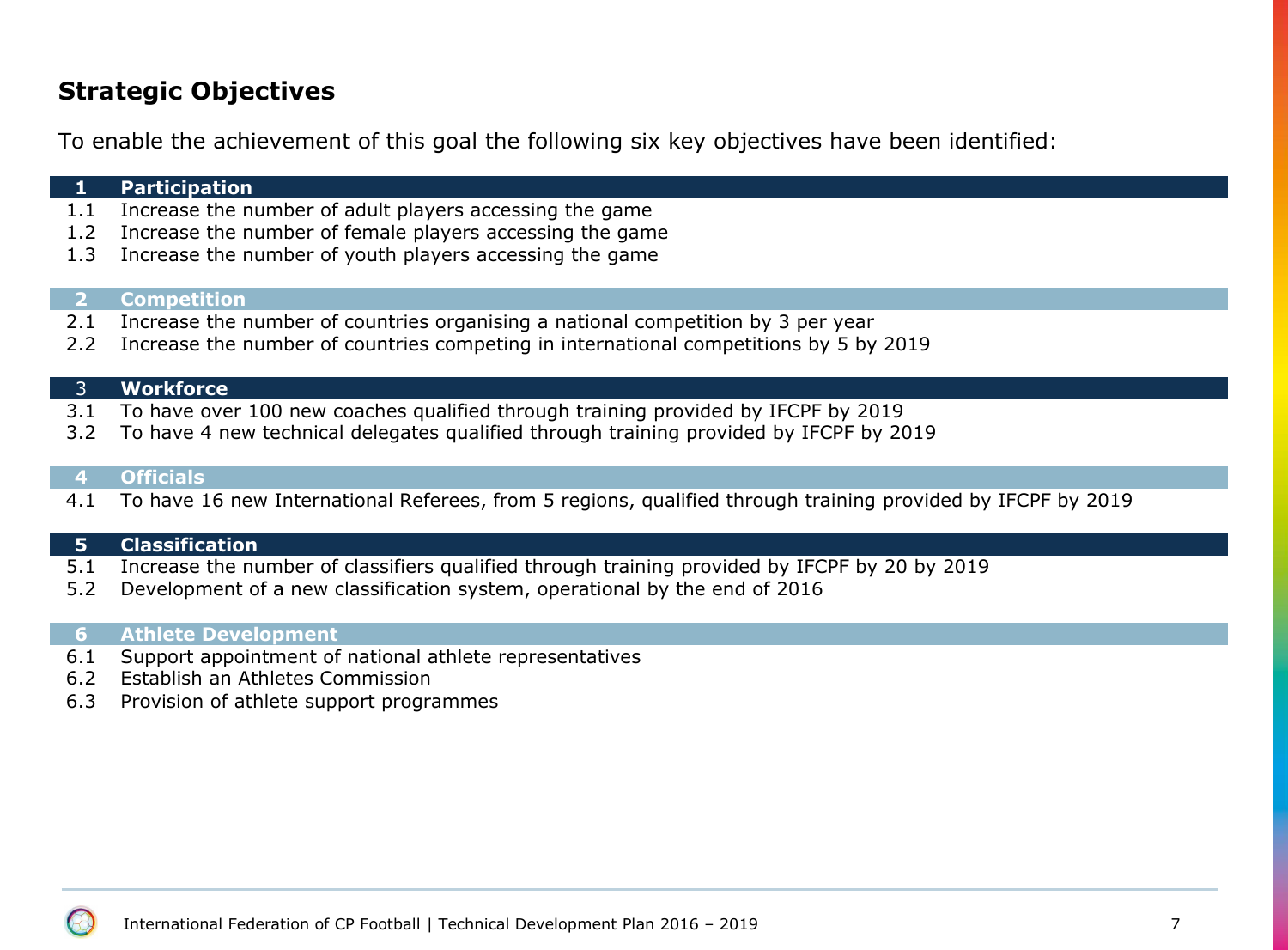## Strategic Objectives

To enable the achievement of this goal the following six key objectives have been identified:

| | |
|---|---|
| **1** | **Participation** |
| 1.1 | Increase the number of adult players accessing the game |
| 1.2 | Increase the number of female players accessing the game |
| 1.3 | Increase the number of youth players accessing the game |
| **2** | **Competition** |
| 2.1 | Increase the number of countries organising a national competition by 3 per year |
| 2.2 | Increase the number of countries competing in international competitions by 5 by 2019 |
| 3 | **Workforce** |
| 3.1 | To have over 100 new coaches qualified through training provided by IFCPF by 2019 |
| 3.2 | To have 4 new technical delegates qualified through training provided by IFCPF by 2019 |
| **4** | **Officials** |
| 4.1 | To have 16 new International Referees, from 5 regions, qualified through training provided by IFCPF by 2019 |
| **5** | **Classification** |
| 5.1 | Increase the number of classifiers qualified through training provided by IFCPF by 20 by 2019 |
| 5.2 | Development of a new classification system, operational by the end of 2016 |
| **6** | **Athlete Development** |
| 6.1 | Support appointment of national athlete representatives |
| 6.2 | Establish an Athletes Commission |
| 6.3 | Provision of athlete support programmes |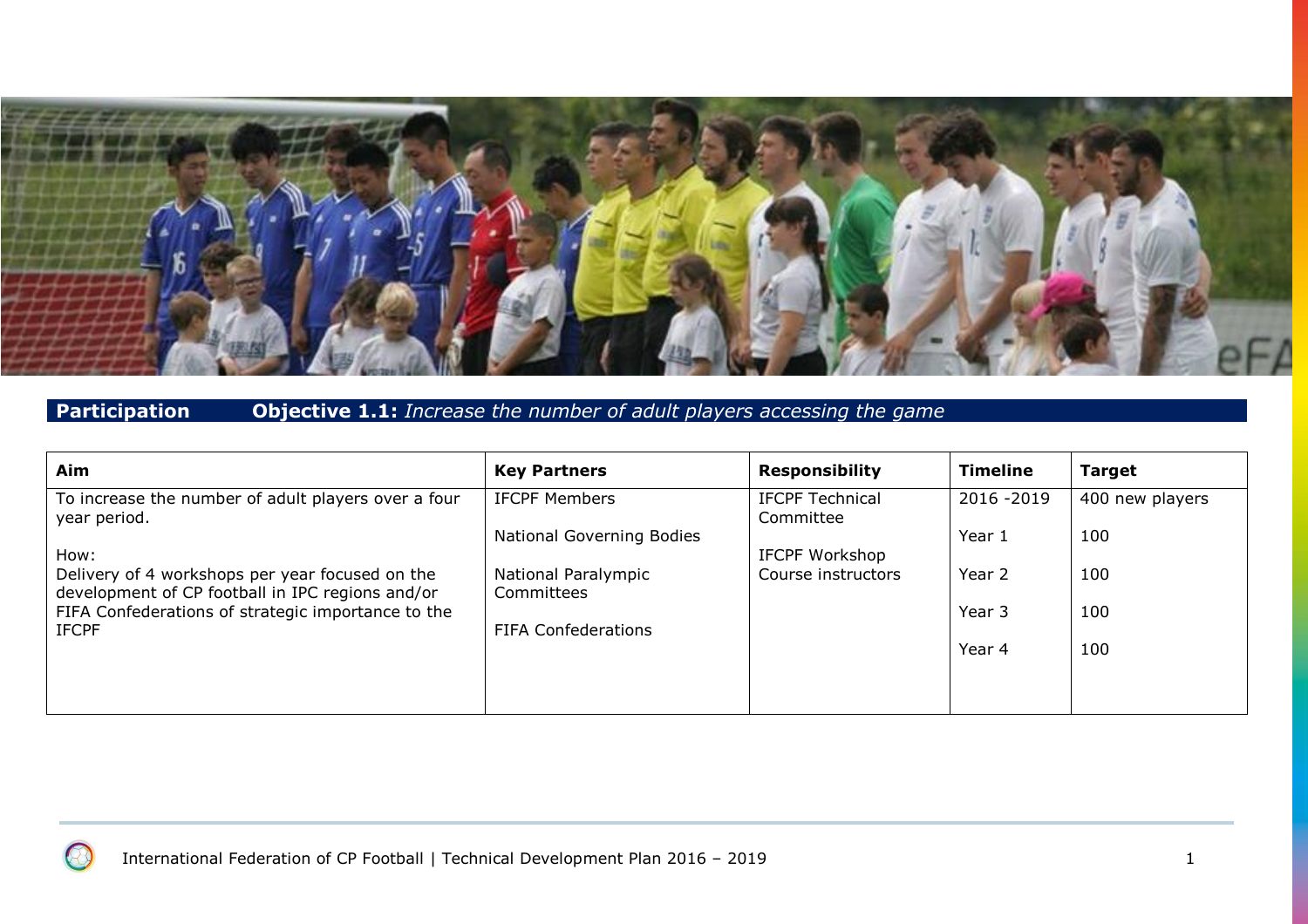**Participation** **Objective 1.1:** *Increase the number of adult players accessing the game*

| Aim | Key Partners | Responsibility | Timeline | Target |
|---|---|---|---|---|
| To increase the number of adult players over a four year period.<br><br>How:<br>Delivery of 4 workshops per year focused on the development of CP football in IPC regions and/or FIFA Confederations of strategic importance to the IFCPF | IFCPF Members<br><br>National Governing Bodies<br><br>National Paralympic Committees<br><br>FIFA Confederations | IFCPF Technical Committee<br><br>IFCPF Workshop Course instructors | 2016 -2019<br><br>Year 1<br><br>Year 2<br><br>Year 3<br><br>Year 4 | 400 new players<br><br>100<br><br>100<br><br>100<br><br>100 |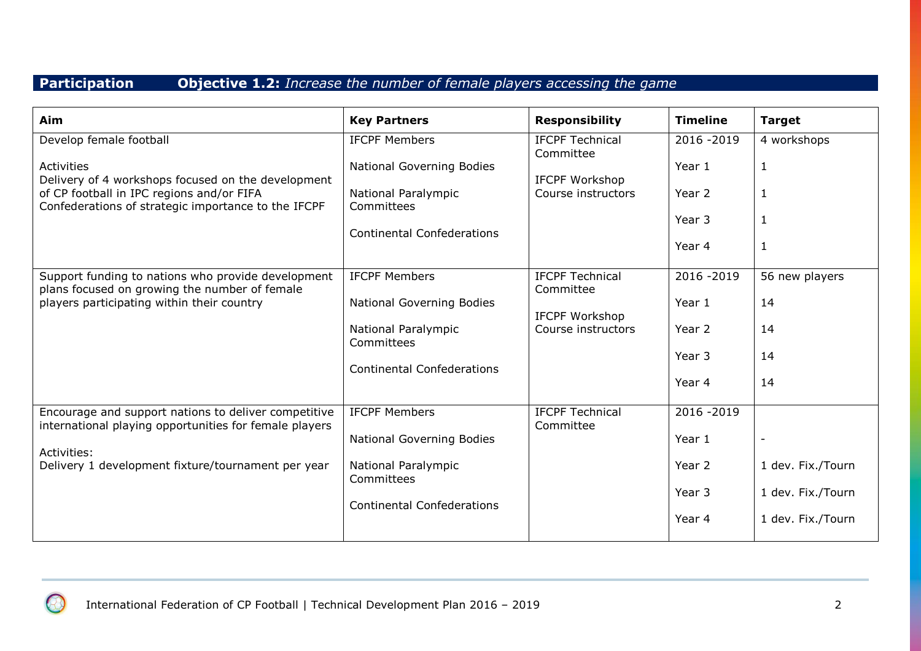**Participation** **Objective 1.2:** *Increase the number of female players accessing the game*

| Aim | Key Partners | Responsibility | Timeline | Target |
|---|---|---|---|---|
| Develop female football<br><br>Activities<br>Delivery of 4 workshops focused on the development of CP football in IPC regions and/or FIFA Confederations of strategic importance to the IFCPF | IFCPF Members<br><br>National Governing Bodies<br><br>National Paralympic Committees<br><br>Continental Confederations | IFCPF Technical Committee<br><br>IFCPF Workshop Course instructors | 2016 -2019<br><br>Year 1<br><br>Year 2<br><br>Year 3<br><br>Year 4 | 4 workshops<br><br>1<br><br>1<br><br>1<br><br>1 |
| Support funding to nations who provide development plans focused on growing the number of female players participating within their country | IFCPF Members<br><br>National Governing Bodies<br><br>National Paralympic Committees<br><br>Continental Confederations | IFCPF Technical Committee<br><br>IFCPF Workshop Course instructors | 2016 -2019<br><br>Year 1<br><br>Year 2<br><br>Year 3<br><br>Year 4 | 56 new players<br><br>14<br><br>14<br><br>14<br><br>14 |
| Encourage and support nations to deliver competitive international playing opportunities for female players<br><br>Activities:<br>Delivery 1 development fixture/tournament per year | IFCPF Members<br><br>National Governing Bodies<br><br>National Paralympic Committees<br><br>Continental Confederations | IFCPF Technical Committee | 2016 -2019<br><br>Year 1<br><br>Year 2<br><br>Year 3<br><br>Year 4 | <br><br>-<br><br>1 dev. Fix./Tourn<br><br>1 dev. Fix./Tourn<br><br>1 dev. Fix./Tourn |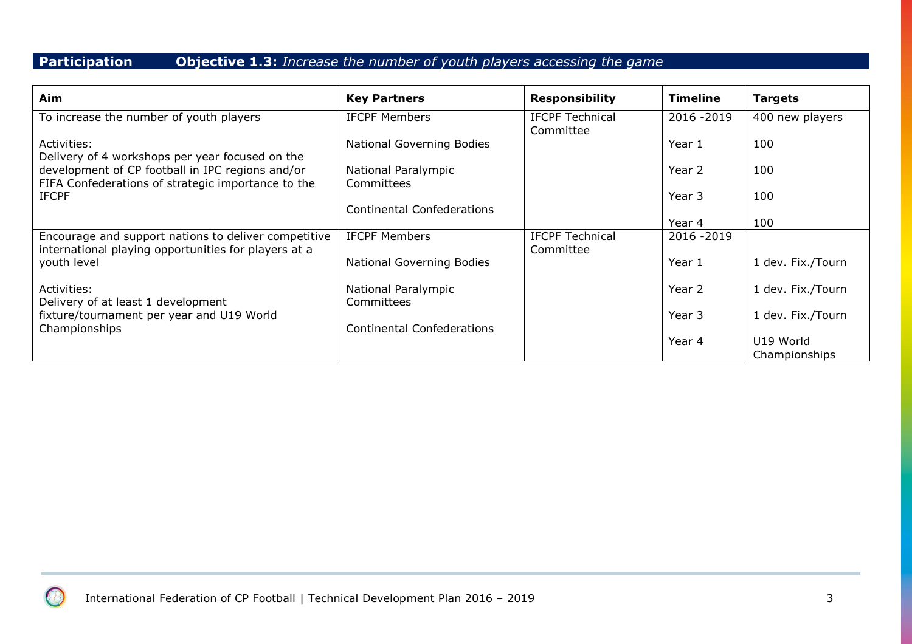**Participation** **Objective 1.3:** *Increase the number of youth players accessing the game*

| Aim | Key Partners | Responsibility | Timeline | Targets |
|---|---|---|---|---|
| To increase the number of youth players<br><br>Activities:<br>Delivery of 4 workshops per year focused on the development of CP football in IPC regions and/or FIFA Confederations of strategic importance to the IFCPF | IFCPF Members<br><br>National Governing Bodies<br><br>National Paralympic Committees<br><br>Continental Confederations | IFCPF Technical Committee | 2016 -2019<br><br>Year 1<br><br>Year 2<br><br>Year 3<br><br>Year 4 | 400 new players<br><br>100<br><br>100<br><br>100<br><br>100 |
| Encourage and support nations to deliver competitive international playing opportunities for players at a youth level<br><br>Activities:<br>Delivery of at least 1 development fixture/tournament per year and U19 World Championships | IFCPF Members<br><br>National Governing Bodies<br><br>National Paralympic Committees<br><br>Continental Confederations | IFCPF Technical Committee | 2016 -2019<br><br>Year 1<br><br>Year 2<br><br>Year 3<br><br>Year 4 | <br><br>1 dev. Fix./Tourn<br><br>1 dev. Fix./Tourn<br><br>1 dev. Fix./Tourn<br><br>U19 World Championships |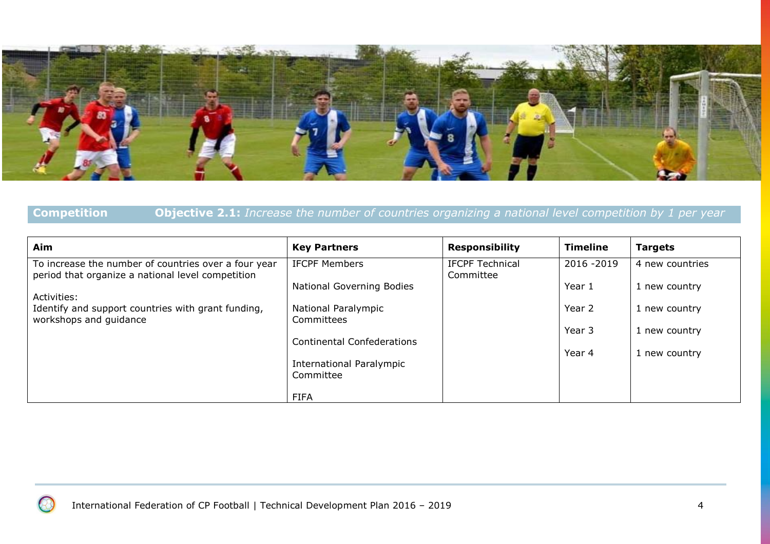**Competition** **Objective 2.1:** *Increase the number of countries organizing a national level competition by 1 per year*

| Aim | Key Partners | Responsibility | Timeline | Targets |
|---|---|---|---|---|
| To increase the number of countries over a four year period that organize a national level competition<br><br>Activities:<br>Identify and support countries with grant funding, workshops and guidance | IFCPF Members<br><br>National Governing Bodies<br><br>National Paralympic Committees<br><br>Continental Confederations<br><br>International Paralympic Committee<br><br>FIFA | IFCPF Technical Committee | 2016 -2019<br><br>Year 1<br><br>Year 2<br><br>Year 3<br><br>Year 4 | 4 new countries<br><br>1 new country<br><br>1 new country<br><br>1 new country<br><br>1 new country |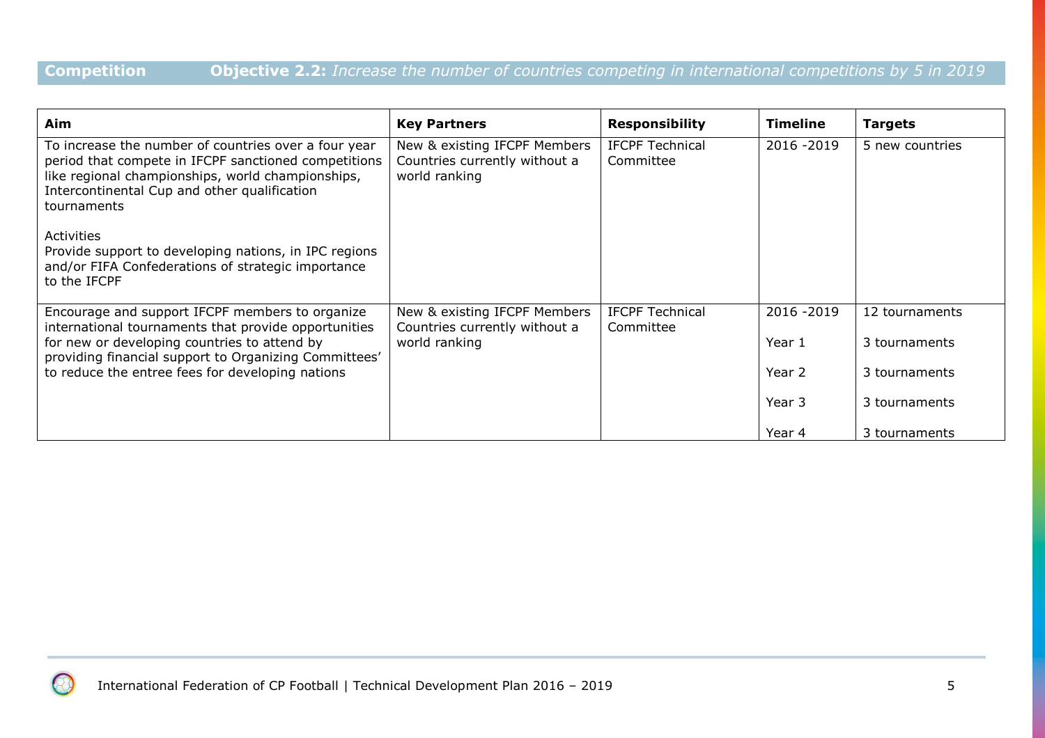**Competition** **Objective 2.2:** *Increase the number of countries competing in international competitions by 5 in 2019*

| Aim | Key Partners | Responsibility | Timeline | Targets |
|---|---|---|---|---|
| To increase the number of countries over a four year period that compete in IFCPF sanctioned competitions like regional championships, world championships, Intercontinental Cup and other qualification tournaments<br><br>Activities<br>Provide support to developing nations, in IPC regions and/or FIFA Confederations of strategic importance to the IFCPF | New & existing IFCPF Members Countries currently without a world ranking | IFCPF Technical Committee | 2016 -2019 | 5 new countries |
| Encourage and support IFCPF members to organize international tournaments that provide opportunities for new or developing countries to attend by providing financial support to Organizing Committees' to reduce the entree fees for developing nations | New & existing IFCPF Members Countries currently without a world ranking | IFCPF Technical Committee | 2016 -2019<br><br>Year 1<br><br>Year 2<br><br>Year 3<br><br>Year 4 | 12 tournaments<br><br>3 tournaments<br><br>3 tournaments<br><br>3 tournaments<br><br>3 tournaments |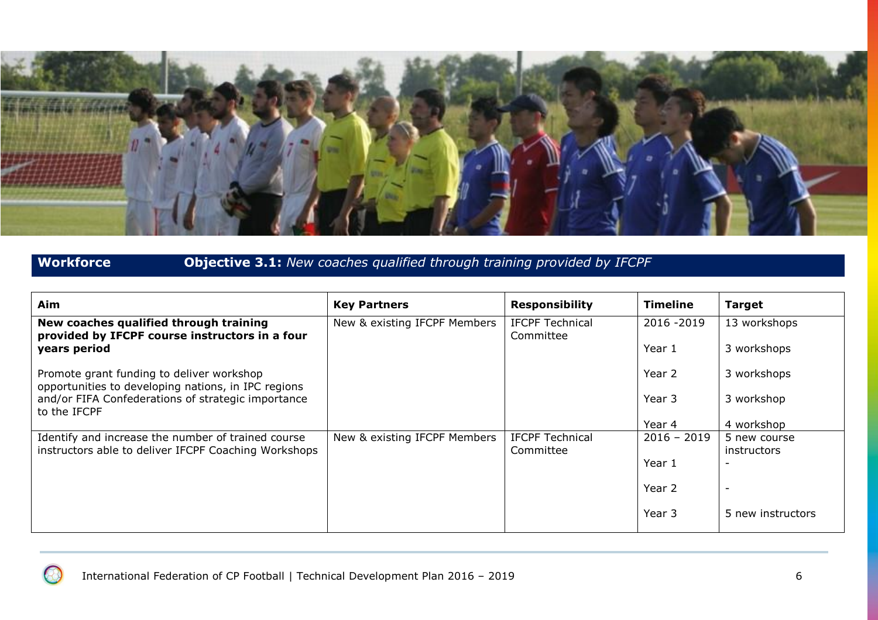**Workforce** **Objective 3.1:** *New coaches qualified through training provided by IFCPF*

| Aim | Key Partners | Responsibility | Timeline | Target |
|---|---|---|---|---|
| **New coaches qualified through training provided by IFCPF course instructors in a four years period**<br><br>Promote grant funding to deliver workshop opportunities to developing nations, in IPC regions and/or FIFA Confederations of strategic importance to the IFCPF | New & existing IFCPF Members | IFCPF Technical Committee | 2016 -2019<br><br>Year 1<br><br>Year 2<br><br>Year 3<br><br>Year 4 | 13 workshops<br><br>3 workshops<br><br>3 workshops<br><br>3 workshop<br><br>4 workshop |
| Identify and increase the number of trained course instructors able to deliver IFCPF Coaching Workshops | New & existing IFCPF Members | IFCPF Technical Committee | 2016 – 2019<br><br>Year 1<br><br>Year 2<br><br>Year 3 | 5 new course instructors<br>-<br><br>-<br><br>5 new instructors |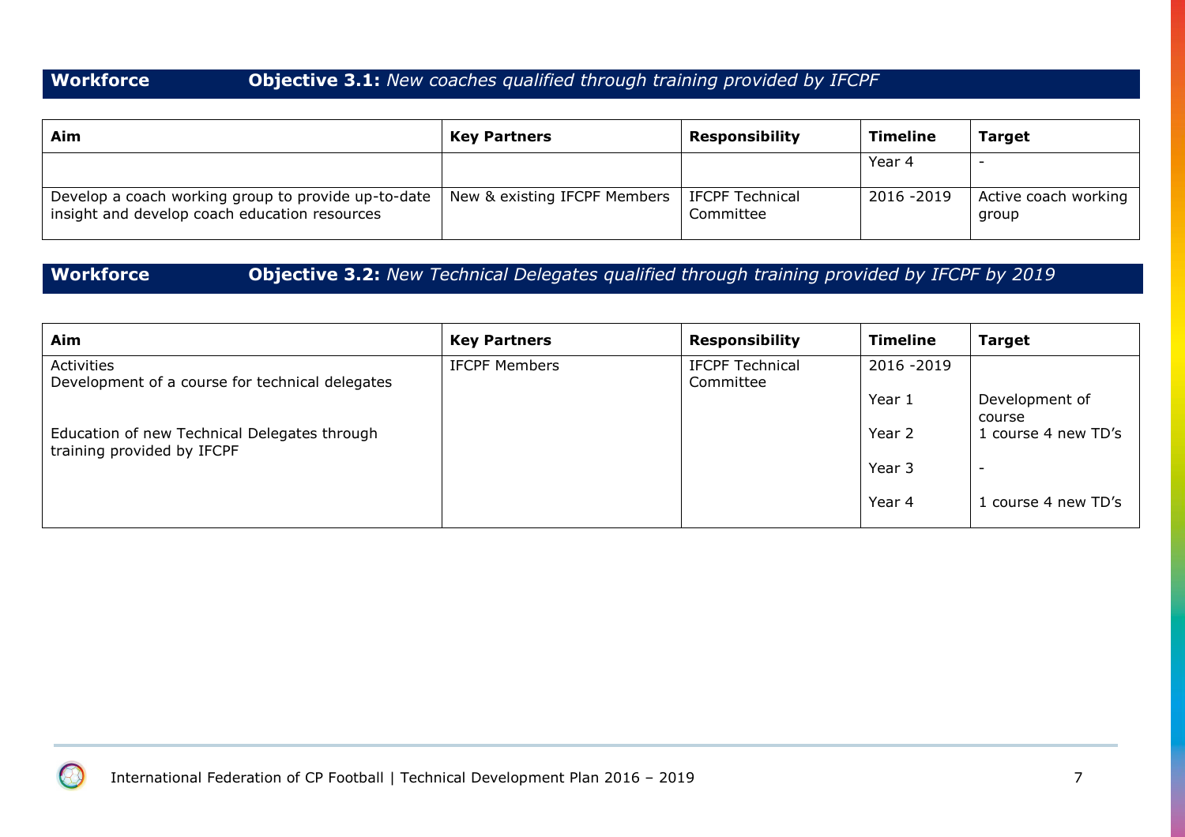## Workforce — Objective 3.1: *New coaches qualified through training provided by IFCPF*

| Aim | Key Partners | Responsibility | Timeline | Target |
|---|---|---|---|---|
| | | | Year 4 | - |
| Develop a coach working group to provide up-to-date insight and develop coach education resources | New & existing IFCPF Members | IFCPF Technical Committee | 2016 -2019 | Active coach working group |

## Workforce — Objective 3.2: *New Technical Delegates qualified through training provided by IFCPF by 2019*

| Aim | Key Partners | Responsibility | Timeline | Target |
|---|---|---|---|---|
| Activities<br>Development of a course for technical delegates | IFCPF Members | IFCPF Technical Committee | 2016 -2019 | |
| | | | Year 1 | Development of course |
| Education of new Technical Delegates through training provided by IFCPF | | | Year 2 | 1 course 4 new TD's |
| | | | Year 3 | - |
| | | | Year 4 | 1 course 4 new TD's |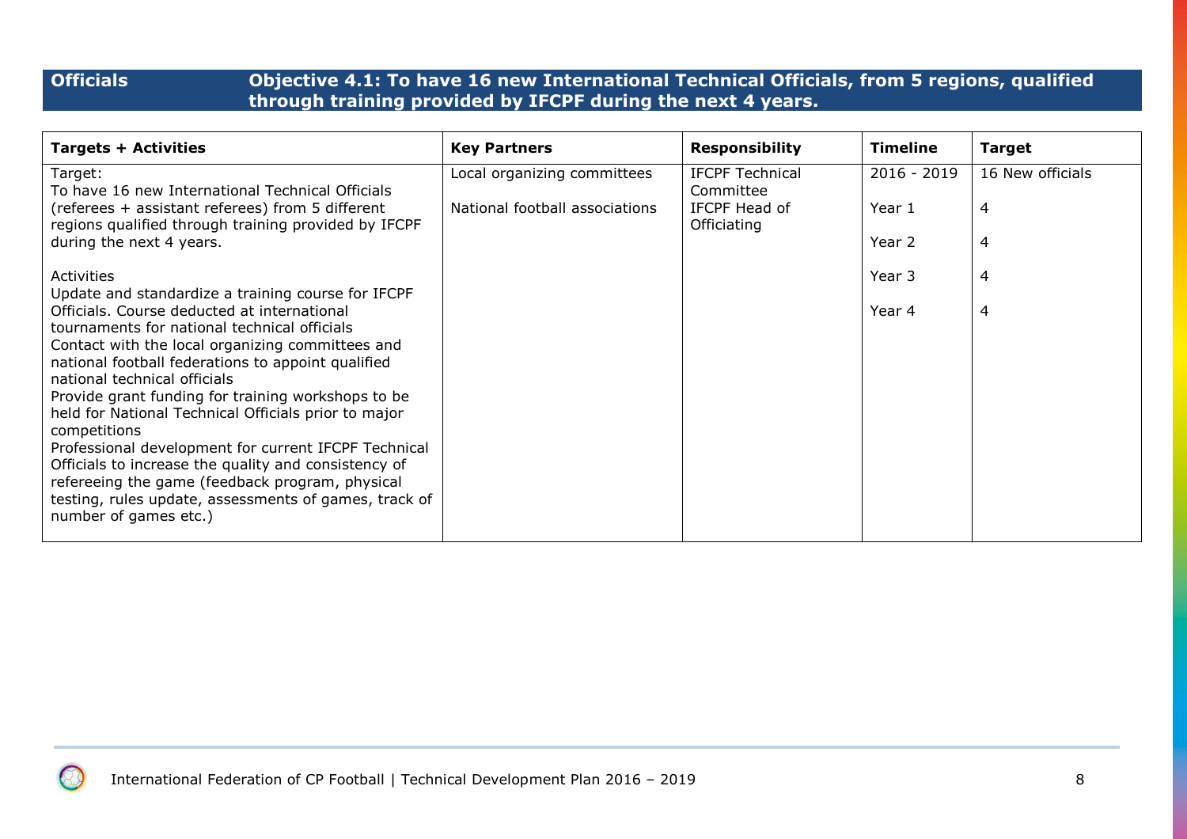| **Officials** | **Objective 4.1: To have 16 new International Technical Officials, from 5 regions, qualified through training provided by IFCPF during the next 4 years.** |
|---|---|

| **Targets + Activities** | **Key Partners** | **Responsibility** | **Timeline** | **Target** |
|---|---|---|---|---|
| Target:<br>To have 16 new International Technical Officials (referees + assistant referees) from 5 different regions qualified through training provided by IFCPF during the next 4 years.<br><br>Activities<br>Update and standardize a training course for IFCPF Officials. Course deducted at international tournaments for national technical officials<br>Contact with the local organizing committees and national football federations to appoint qualified national technical officials<br>Provide grant funding for training workshops to be held for National Technical Officials prior to major competitions<br>Professional development for current IFCPF Technical Officials to increase the quality and consistency of refereeing the game (feedback program, physical testing, rules update, assessments of games, track of number of games etc.) | Local organizing committees<br><br>National football associations | IFCPF Technical Committee<br>IFCPF Head of Officiating | 2016 - 2019<br><br>Year 1<br><br>Year 2<br><br>Year 3<br><br>Year 4 | 16 New officials<br><br>4<br><br>4<br><br>4<br><br>4 |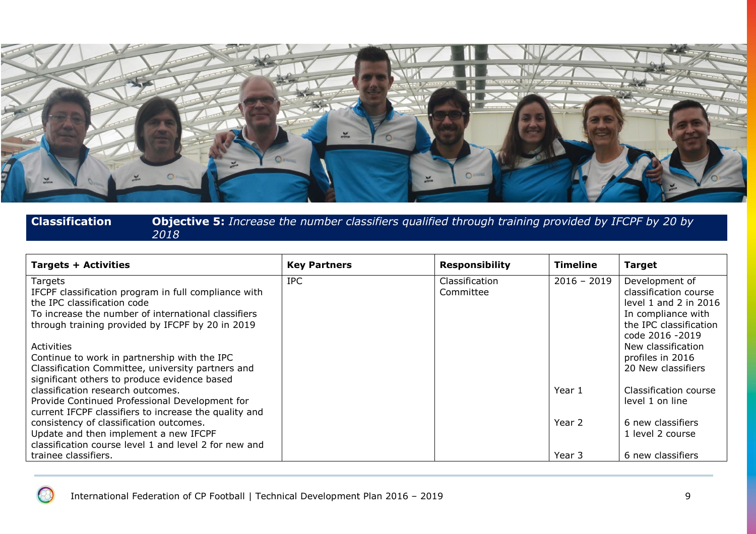**Classification** **Objective 5:** *Increase the number classifiers qualified through training provided by IFCPF by 20 by 2018*

| Targets + Activities | Key Partners | Responsibility | Timeline | Target |
|---|---|---|---|---|
| Targets<br>IFCPF classification program in full compliance with the IPC classification code<br>To increase the number of international classifiers through training provided by IFCPF by 20 in 2019<br><br>Activities<br>Continue to work in partnership with the IPC Classification Committee, university partners and significant others to produce evidence based classification research outcomes.<br>Provide Continued Professional Development for current IFCPF classifiers to increase the quality and consistency of classification outcomes.<br>Update and then implement a new IFCPF classification course level 1 and level 2 for new and trainee classifiers. | IPC | Classification Committee | 2016 – 2019<br><br><br><br><br><br><br><br><br>Year 1<br><br><br>Year 2<br><br><br>Year 3 | Development of classification course level 1 and 2 in 2016<br>In compliance with the IPC classification code 2016 -2019<br>New classification profiles in 2016<br>20 New classifiers<br><br>Classification course level 1 on line<br><br>6 new classifiers<br>1 level 2 course<br><br>6 new classifiers |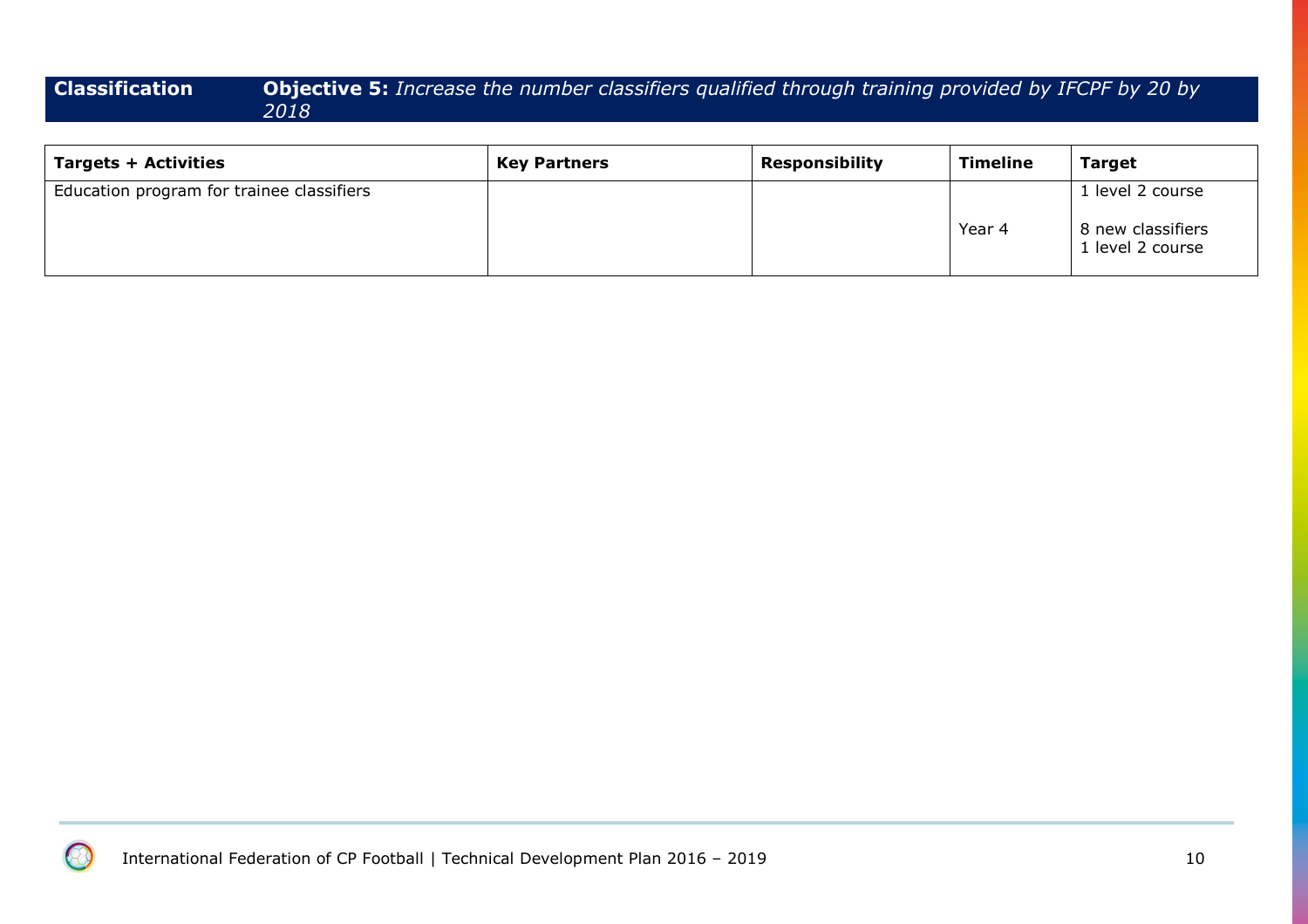**Classification** **Objective 5:** *Increase the number classifiers qualified through training provided by IFCPF by 20 by 2018*

| Targets + Activities | Key Partners | Responsibility | Timeline | Target |
|---|---|---|---|---|
| Education program for trainee classifiers | | | Year 4 | 1 level 2 course<br><br>8 new classifiers<br>1 level 2 course |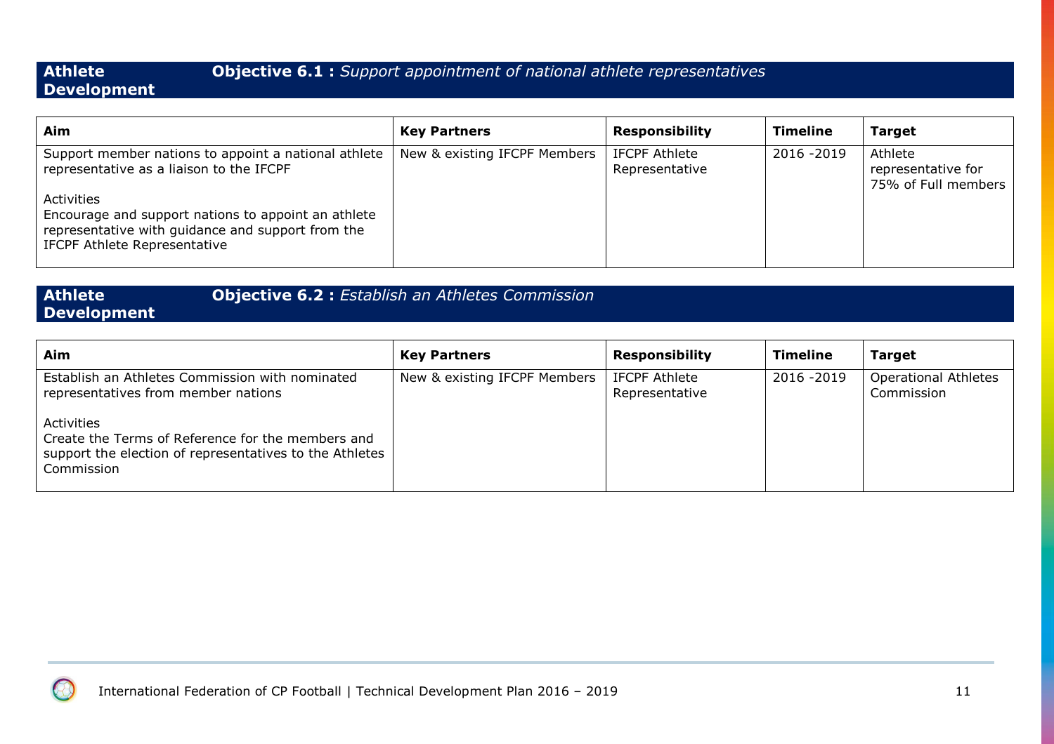**Athlete Development** **Objective 6.1 :** *Support appointment of national athlete representatives*

| Aim | Key Partners | Responsibility | Timeline | Target |
|---|---|---|---|---|
| Support member nations to appoint a national athlete representative as a liaison to the IFCPF<br><br>Activities<br>Encourage and support nations to appoint an athlete representative with guidance and support from the IFCPF Athlete Representative | New & existing IFCPF Members | IFCPF Athlete Representative | 2016 -2019 | Athlete representative for 75% of Full members |

**Athlete Development** **Objective 6.2 :** *Establish an Athletes Commission*

| Aim | Key Partners | Responsibility | Timeline | Target |
|---|---|---|---|---|
| Establish an Athletes Commission with nominated representatives from member nations<br><br>Activities<br>Create the Terms of Reference for the members and support the election of representatives to the Athletes Commission | New & existing IFCPF Members | IFCPF Athlete Representative | 2016 -2019 | Operational Athletes Commission |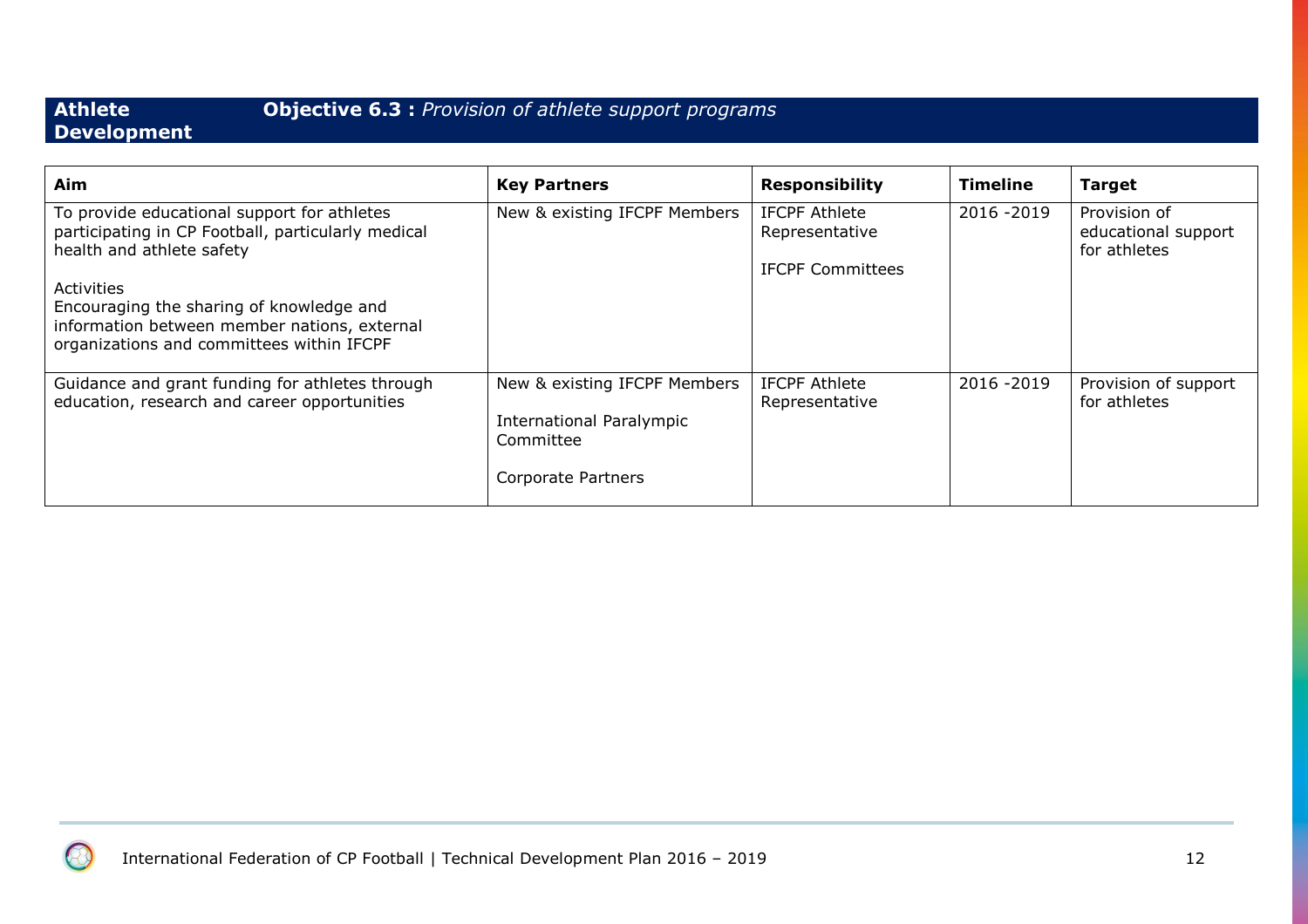**Athlete Development** | **Objective 6.3 :** *Provision of athlete support programs*

| Aim | Key Partners | Responsibility | Timeline | Target |
|---|---|---|---|---|
| To provide educational support for athletes participating in CP Football, particularly medical health and athlete safety<br><br>Activities<br>Encouraging the sharing of knowledge and information between member nations, external organizations and committees within IFCPF | New & existing IFCPF Members | IFCPF Athlete Representative<br><br>IFCPF Committees | 2016 -2019 | Provision of educational support for athletes |
| Guidance and grant funding for athletes through education, research and career opportunities | New & existing IFCPF Members<br><br>International Paralympic Committee<br><br>Corporate Partners | IFCPF Athlete Representative | 2016 -2019 | Provision of support for athletes |